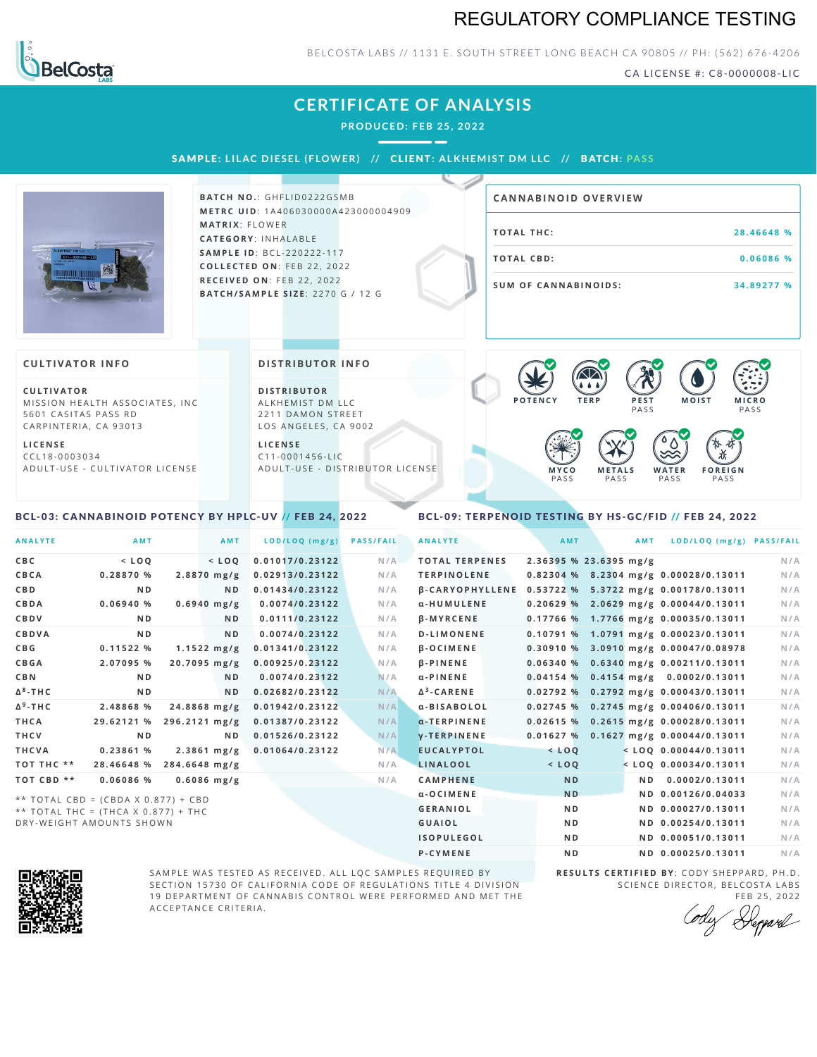# REGULATORY COMPLIANCE TESTING

BELCOSTA LABS // 1131 E. SOUTH STREET LONG BEACH CA 90805 // PH: (562) 676-4206

CA LICENSE #: C8-0000008-LIC

## CERTIFICATE OF ANALYSIS

PRODUCED: FEB 25, 2022

**SAMPLE:** LILAC DIESEL (FLOWER) // **CLIENT:** ALKHEMIST DM LLC // **BATCH:** PASS

**BATCH NO.:** GHFLID0222GSMB
**METRC UID:** 1A406030000A423000004909
**MATRIX:** FLOWER
**CATEGORY:** INHALABLE
**SAMPLE ID:** BCL-220222-117
**COLLECTED ON:** FEB 22, 2022
**RECEIVED ON:** FEB 22, 2022
**BATCH/SAMPLE SIZE:** 2270 G / 12 G

### CANNABINOID OVERVIEW

| | |
|---|---|
| TOTAL THC: | 28.46648 % |
| TOTAL CBD: | 0.06086 % |
| SUM OF CANNABINOIDS: | 34.89277 % |

### CULTIVATOR INFO

**CULTIVATOR**
MISSION HEALTH ASSOCIATES, INC
5601 CASITAS PASS RD
CARPINTERIA, CA 93013

**LICENSE**
CCL18-0003034
ADULT-USE - CULTIVATOR LICENSE

### DISTRIBUTOR INFO

**DISTRIBUTOR**
ALKHEMIST DM LLC
2211 DAMON STREET
LOS ANGELES, CA 9002

**LICENSE**
C11-0001456-LIC
ADULT-USE - DISTRIBUTOR LICENSE

POTENCY | TERP | PEST PASS | MOIST | MICRO PASS | MYCO PASS | METALS PASS | WATER PASS | FOREIGN PASS

### BCL-03: CANNABINOID POTENCY BY HPLC-UV // FEB 24, 2022

| ANALYTE | AMT | AMT | LOD/LOQ (mg/g) | PASS/FAIL |
|---|---|---|---|---|
| CBC | < LOQ | < LOQ | 0.01017/0.23122 | N/A |
| CBCA | 0.28870 % | 2.8870 mg/g | 0.02913/0.23122 | N/A |
| CBD | ND | ND | 0.01434/0.23122 | N/A |
| CBDA | 0.06940 % | 0.6940 mg/g | 0.0074/0.23122 | N/A |
| CBDV | ND | ND | 0.0111/0.23122 | N/A |
| CBDVA | ND | ND | 0.0074/0.23122 | N/A |
| CBG | 0.11522 % | 1.1522 mg/g | 0.01341/0.23122 | N/A |
| CBGA | 2.07095 % | 20.7095 mg/g | 0.00925/0.23122 | N/A |
| CBN | ND | ND | 0.0074/0.23122 | N/A |
| Δ8-THC | ND | ND | 0.02682/0.23122 | N/A |
| Δ9-THC | 2.48868 % | 24.8868 mg/g | 0.01942/0.23122 | N/A |
| THCA | 29.62121 % | 296.2121 mg/g | 0.01387/0.23122 | N/A |
| THCV | ND | ND | 0.01526/0.23122 | N/A |
| THCVA | 0.23861 % | 2.3861 mg/g | 0.01064/0.23122 | N/A |
| TOT THC ** | 28.46648 % | 284.6648 mg/g | | N/A |
| TOT CBD ** | 0.06086 % | 0.6086 mg/g | | N/A |

** TOTAL CBD = (CBDA X 0.877) + CBD
** TOTAL THC = (THCA X 0.877) + THC
DRY-WEIGHT AMOUNTS SHOWN

### BCL-09: TERPENOID TESTING BY HS-GC/FID // FEB 24, 2022

| ANALYTE | AMT | AMT | LOD/LOQ (mg/g) | PASS/FAIL |
|---|---|---|---|---|
| TOTAL TERPENES | 2.36395 % | 23.6395 mg/g | | N/A |
| TERPINOLENE | 0.82304 % | 8.2304 mg/g | 0.00028/0.13011 | N/A |
| β-CARYOPHYLLENE | 0.53722 % | 5.3722 mg/g | 0.00178/0.13011 | N/A |
| α-HUMULENE | 0.20629 % | 2.0629 mg/g | 0.00044/0.13011 | N/A |
| β-MYRCENE | 0.17766 % | 1.7766 mg/g | 0.00035/0.13011 | N/A |
| D-LIMONENE | 0.10791 % | 1.0791 mg/g | 0.00023/0.13011 | N/A |
| β-OCIMENE | 0.30910 % | 3.0910 mg/g | 0.00047/0.08978 | N/A |
| β-PINENE | 0.06340 % | 0.6340 mg/g | 0.00211/0.13011 | N/A |
| α-PINENE | 0.04154 % | 0.4154 mg/g | 0.0002/0.13011 | N/A |
| Δ3-CARENE | 0.02792 % | 0.2792 mg/g | 0.00043/0.13011 | N/A |
| α-BISABOLOL | 0.02745 % | 0.2745 mg/g | 0.00406/0.13011 | N/A |
| α-TERPINENE | 0.02615 % | 0.2615 mg/g | 0.00028/0.13011 | N/A |
| γ-TERPINENE | 0.01627 % | 0.1627 mg/g | 0.00044/0.13011 | N/A |
| EUCALYPTOL | < LOQ | < LOQ | 0.00044/0.13011 | N/A |
| LINALOOL | < LOQ | < LOQ | 0.00034/0.13011 | N/A |
| CAMPHENE | ND | ND | 0.0002/0.13011 | N/A |
| α-OCIMENE | ND | ND | 0.00126/0.04033 | N/A |
| GERANIOL | ND | ND | 0.00027/0.13011 | N/A |
| GUAIOL | ND | ND | 0.00254/0.13011 | N/A |
| ISOPULEGOL | ND | ND | 0.00051/0.13011 | N/A |
| P-CYMENE | ND | ND | 0.00025/0.13011 | N/A |

SAMPLE WAS TESTED AS RECEIVED. ALL LQC SAMPLES REQUIRED BY SECTION 15730 OF CALIFORNIA CODE OF REGULATIONS TITLE 4 DIVISION 19 DEPARTMENT OF CANNABIS CONTROL WERE PERFORMED AND MET THE ACCEPTANCE CRITERIA.

**RESULTS CERTIFIED BY:** CODY SHEPPARD, PH.D.
SCIENCE DIRECTOR, BELCOSTA LABS
FEB 25, 2022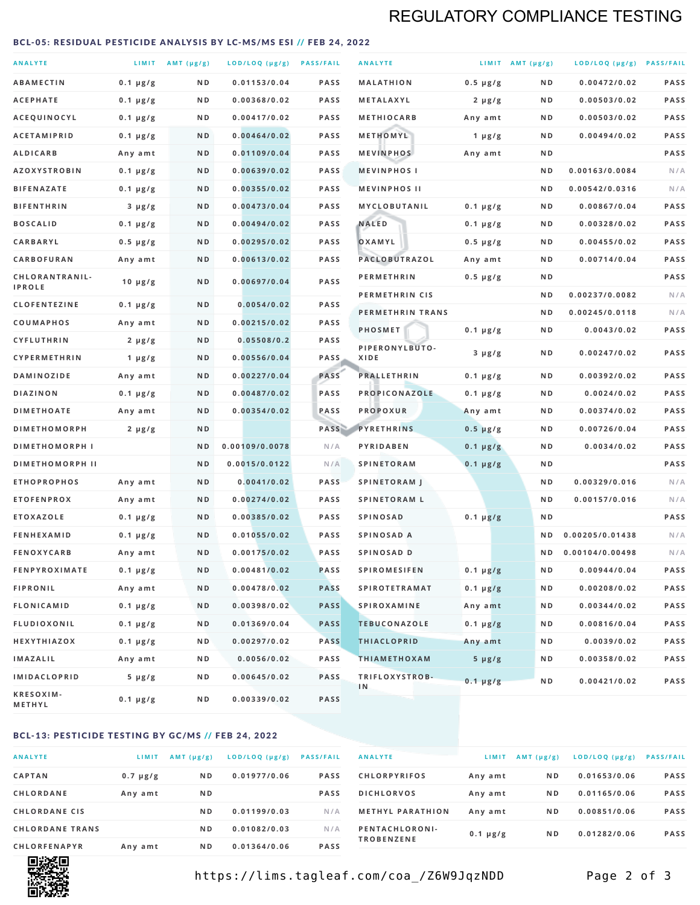# REGULATORY COMPLIANCE TESTING

## BCL-05: RESIDUAL PESTICIDE ANALYSIS BY LC-MS/MS ESI // FEB 24, 2022

| ANALYTE | LIMIT | AMT (μg/g) | LOD/LOQ (μg/g) | PASS/FAIL |
|---|---|---|---|---|
| ABAMECTIN | 0.1 μg/g | ND | 0.01153/0.04 | PASS |
| ACEPHATE | 0.1 μg/g | ND | 0.00368/0.02 | PASS |
| ACEQUINOCYL | 0.1 μg/g | ND | 0.00417/0.02 | PASS |
| ACETAMIPRID | 0.1 μg/g | ND | 0.00464/0.02 | PASS |
| ALDICARB | Any amt | ND | 0.01109/0.04 | PASS |
| AZOXYSTROBIN | 0.1 μg/g | ND | 0.00639/0.02 | PASS |
| BIFENAZATE | 0.1 μg/g | ND | 0.00355/0.02 | PASS |
| BIFENTHRIN | 3 μg/g | ND | 0.00473/0.04 | PASS |
| BOSCALID | 0.1 μg/g | ND | 0.00494/0.02 | PASS |
| CARBARYL | 0.5 μg/g | ND | 0.00295/0.02 | PASS |
| CARBOFURAN | Any amt | ND | 0.00613/0.02 | PASS |
| CHLORANTRANILIPROLE | 10 μg/g | ND | 0.00697/0.04 | PASS |
| CLOFENTEZINE | 0.1 μg/g | ND | 0.0054/0.02 | PASS |
| COUMAPHOS | Any amt | ND | 0.00215/0.02 | PASS |
| CYFLUTHRIN | 2 μg/g | ND | 0.05508/0.2 | PASS |
| CYPERMETHRIN | 1 μg/g | ND | 0.00556/0.04 | PASS |
| DAMINOZIDE | Any amt | ND | 0.00227/0.04 | PASS |
| DIAZINON | 0.1 μg/g | ND | 0.00487/0.02 | PASS |
| DIMETHOATE | Any amt | ND | 0.00354/0.02 | PASS |
| DIMETHOMORPH | 2 μg/g | ND | | PASS |
| DIMETHOMORPH I | | ND | 0.00109/0.0078 | N/A |
| DIMETHOMORPH II | | ND | 0.0015/0.0122 | N/A |
| ETHOPROPHOS | Any amt | ND | 0.0041/0.02 | PASS |
| ETOFENPROX | Any amt | ND | 0.00274/0.02 | PASS |
| ETOXAZOLE | 0.1 μg/g | ND | 0.00385/0.02 | PASS |
| FENHEXAMID | 0.1 μg/g | ND | 0.01055/0.02 | PASS |
| FENOXYCARB | Any amt | ND | 0.00175/0.02 | PASS |
| FENPYROXIMATE | 0.1 μg/g | ND | 0.00481/0.02 | PASS |
| FIPRONIL | Any amt | ND | 0.00478/0.02 | PASS |
| FLONICAMID | 0.1 μg/g | ND | 0.00398/0.02 | PASS |
| FLUDIOXONIL | 0.1 μg/g | ND | 0.01369/0.04 | PASS |
| HEXYTHIAZOX | 0.1 μg/g | ND | 0.00297/0.02 | PASS |
| IMAZALIL | Any amt | ND | 0.0056/0.02 | PASS |
| IMIDACLOPRID | 5 μg/g | ND | 0.00645/0.02 | PASS |
| KRESOXIM-METHYL | 0.1 μg/g | ND | 0.00339/0.02 | PASS |
| MALATHION | 0.5 μg/g | ND | 0.00472/0.02 | PASS |
| METALAXYL | 2 μg/g | ND | 0.00503/0.02 | PASS |
| METHIOCARB | Any amt | ND | 0.00503/0.02 | PASS |
| METHOMYL | 1 μg/g | ND | 0.00494/0.02 | PASS |
| MEVINPHOS | Any amt | ND | | PASS |
| MEVINPHOS I | | ND | 0.00163/0.0084 | N/A |
| MEVINPHOS II | | ND | 0.00542/0.0316 | N/A |
| MYCLOBUTANIL | 0.1 μg/g | ND | 0.00867/0.04 | PASS |
| NALED | 0.1 μg/g | ND | 0.00328/0.02 | PASS |
| OXAMYL | 0.5 μg/g | ND | 0.00455/0.02 | PASS |
| PACLOBUTRAZOL | Any amt | ND | 0.00714/0.04 | PASS |
| PERMETHRIN | 0.5 μg/g | ND | | PASS |
| PERMETHRIN CIS | | ND | 0.00237/0.0082 | N/A |
| PERMETHRIN TRANS | | ND | 0.00245/0.0118 | N/A |
| PHOSMET | 0.1 μg/g | ND | 0.0043/0.02 | PASS |
| PIPERONYLBUTOXIDE | 3 μg/g | ND | 0.00247/0.02 | PASS |
| PRALLETHRIN | 0.1 μg/g | ND | 0.00392/0.02 | PASS |
| PROPICONAZOLE | 0.1 μg/g | ND | 0.0024/0.02 | PASS |
| PROPOXUR | Any amt | ND | 0.00374/0.02 | PASS |
| PYRETHRINS | 0.5 μg/g | ND | 0.00726/0.04 | PASS |
| PYRIDABEN | 0.1 μg/g | ND | 0.0034/0.02 | PASS |
| SPINETORAM | 0.1 μg/g | ND | | PASS |
| SPINETORAM J | | ND | 0.00329/0.016 | N/A |
| SPINETORAM L | | ND | 0.00157/0.016 | N/A |
| SPINOSAD | 0.1 μg/g | ND | | PASS |
| SPINOSAD A | | ND | 0.00205/0.01438 | N/A |
| SPINOSAD D | | ND | 0.00104/0.00498 | N/A |
| SPIROMESIFEN | 0.1 μg/g | ND | 0.00944/0.04 | PASS |
| SPIROTETRAMAT | 0.1 μg/g | ND | 0.00208/0.02 | PASS |
| SPIROXAMINE | Any amt | ND | 0.00344/0.02 | PASS |
| TEBUCONAZOLE | 0.1 μg/g | ND | 0.00816/0.04 | PASS |
| THIACLOPRID | Any amt | ND | 0.0039/0.02 | PASS |
| THIAMETHOXAM | 5 μg/g | ND | 0.00358/0.02 | PASS |
| TRIFLOXYSTROBIN | 0.1 μg/g | ND | 0.00421/0.02 | PASS |

## BCL-13: PESTICIDE TESTING BY GC/MS // FEB 24, 2022

| ANALYTE | LIMIT | AMT (μg/g) | LOD/LOQ (μg/g) | PASS/FAIL |
|---|---|---|---|---|
| CAPTAN | 0.7 μg/g | ND | 0.01977/0.06 | PASS |
| CHLORDANE | Any amt | ND | | PASS |
| CHLORDANE CIS | | ND | 0.01199/0.03 | N/A |
| CHLORDANE TRANS | | ND | 0.01082/0.03 | N/A |
| CHLORFENAPYR | Any amt | ND | 0.01364/0.06 | PASS |
| CHLORPYRIFOS | Any amt | ND | 0.01653/0.06 | PASS |
| DICHLORVOS | Any amt | ND | 0.01165/0.06 | PASS |
| METHYL PARATHION | Any amt | ND | 0.00851/0.06 | PASS |
| PENTACHLORONITROBENZENE | 0.1 μg/g | ND | 0.01282/0.06 | PASS |

https://lims.tagleaf.com/coa_/Z6W9JqzNDD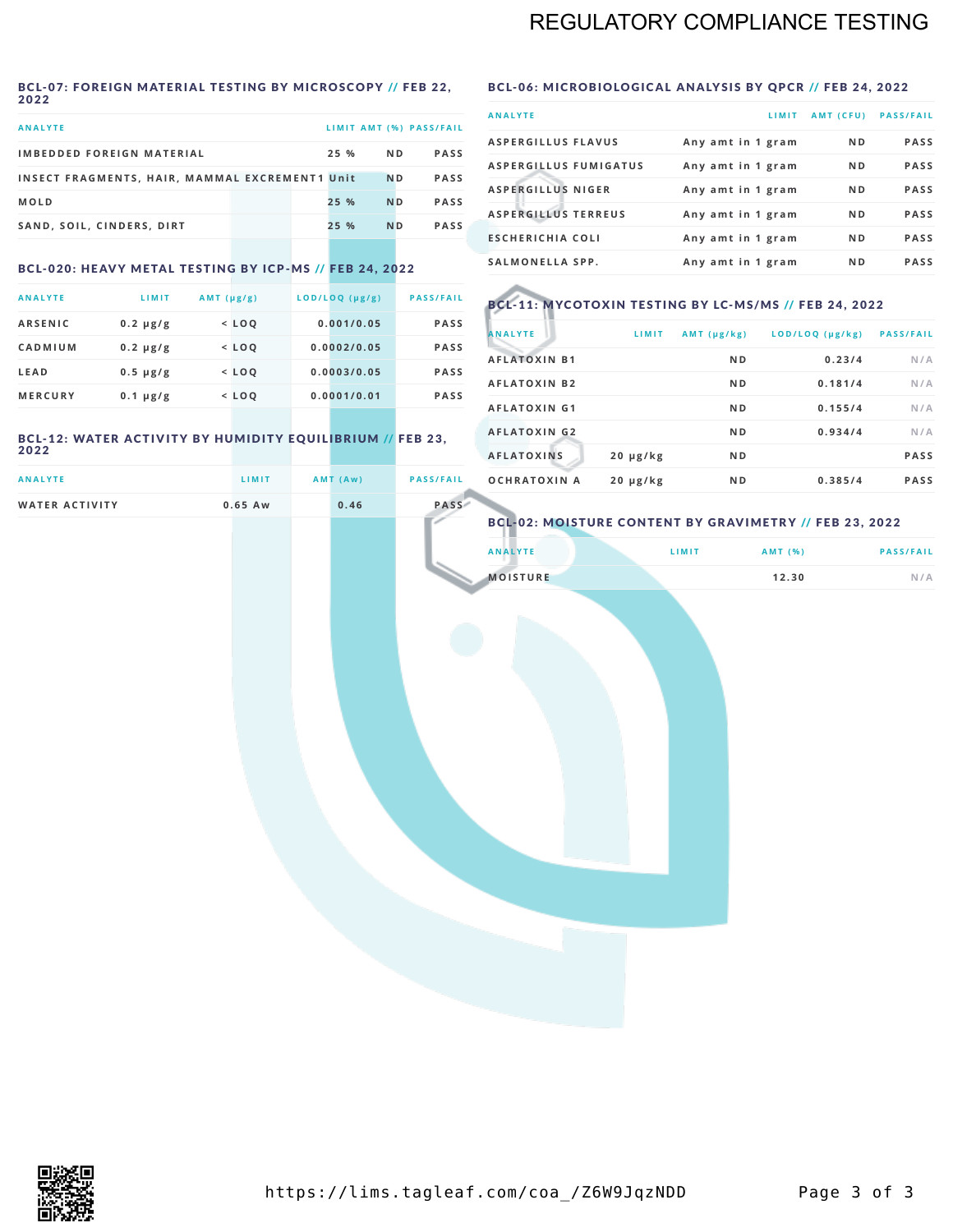# REGULATORY COMPLIANCE TESTING

## BCL-07: FOREIGN MATERIAL TESTING BY MICROSCOPY // FEB 22, 2022

| ANALYTE | LIMIT | AMT (%) | PASS/FAIL |
|---|---|---|---|
| IMBEDDED FOREIGN MATERIAL | 25 % | ND | PASS |
| INSECT FRAGMENTS, HAIR, MAMMAL EXCREMENT | 1 Unit | ND | PASS |
| MOLD | 25 % | ND | PASS |
| SAND, SOIL, CINDERS, DIRT | 25 % | ND | PASS |

## BCL-020: HEAVY METAL TESTING BY ICP-MS // FEB 24, 2022

| ANALYTE | LIMIT | AMT (μg/g) | LOD/LOQ (μg/g) | PASS/FAIL |
|---|---|---|---|---|
| ARSENIC | 0.2 μg/g | < LOQ | 0.001/0.05 | PASS |
| CADMIUM | 0.2 μg/g | < LOQ | 0.0002/0.05 | PASS |
| LEAD | 0.5 μg/g | < LOQ | 0.0003/0.05 | PASS |
| MERCURY | 0.1 μg/g | < LOQ | 0.0001/0.01 | PASS |

## BCL-12: WATER ACTIVITY BY HUMIDITY EQUILIBRIUM // FEB 23, 2022

| ANALYTE | LIMIT | AMT (Aw) | PASS/FAIL |
|---|---|---|---|
| WATER ACTIVITY | 0.65 Aw | 0.46 | PASS |

## BCL-06: MICROBIOLOGICAL ANALYSIS BY QPCR // FEB 24, 2022

| ANALYTE | LIMIT | AMT (CFU) | PASS/FAIL |
|---|---|---|---|
| ASPERGILLUS FLAVUS | Any amt in 1 gram | ND | PASS |
| ASPERGILLUS FUMIGATUS | Any amt in 1 gram | ND | PASS |
| ASPERGILLUS NIGER | Any amt in 1 gram | ND | PASS |
| ASPERGILLUS TERREUS | Any amt in 1 gram | ND | PASS |
| ESCHERICHIA COLI | Any amt in 1 gram | ND | PASS |
| SALMONELLA SPP. | Any amt in 1 gram | ND | PASS |

## BCL-11: MYCOTOXIN TESTING BY LC-MS/MS // FEB 24, 2022

| ANALYTE | LIMIT | AMT (μg/kg) | LOD/LOQ (μg/kg) | PASS/FAIL |
|---|---|---|---|---|
| AFLATOXIN B1 | | ND | 0.23/4 | N/A |
| AFLATOXIN B2 | | ND | 0.181/4 | N/A |
| AFLATOXIN G1 | | ND | 0.155/4 | N/A |
| AFLATOXIN G2 | | ND | 0.934/4 | N/A |
| AFLATOXINS | 20 μg/kg | ND | | PASS |
| OCHRATOXIN A | 20 μg/kg | ND | 0.385/4 | PASS |

## BCL-02: MOISTURE CONTENT BY GRAVIMETRY // FEB 23, 2022

| ANALYTE | LIMIT | AMT (%) | PASS/FAIL |
|---|---|---|---|
| MOISTURE | | 12.30 | N/A |

https://lims.tagleaf.com/coa_/Z6W9JqzNDD